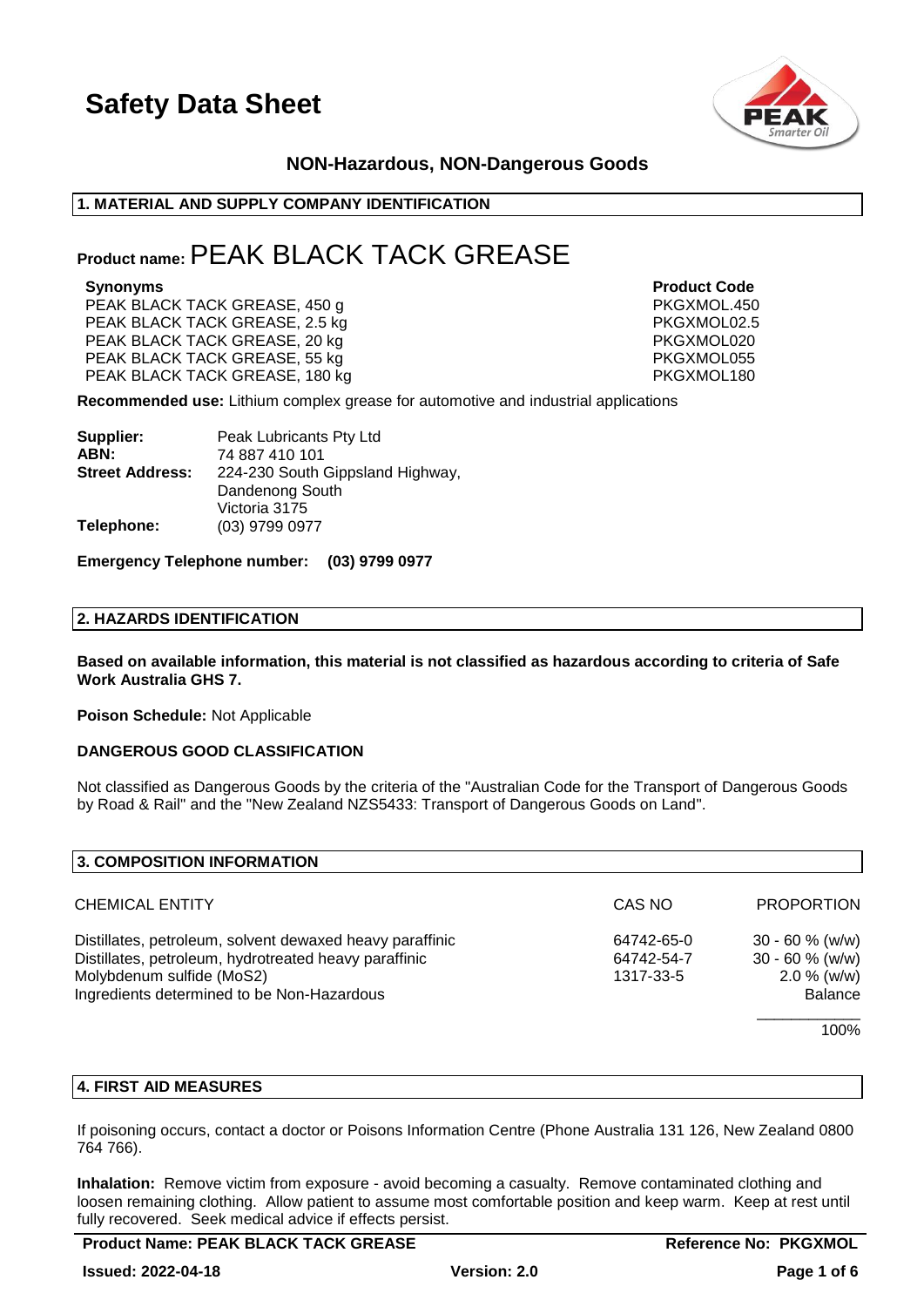# Safety Data Sheet

**NON-Hazardous, NON-Dangerous Goods**

## 1. MATERIAL AND SUPPLY COMPANY IDENTIFICATION

# Product name: PEAK BLACK TACK GREASE

| Synonyms | Product Code |
|---|---|
| PEAK BLACK TACK GREASE, 450 g | PKGXMOL.450 |
| PEAK BLACK TACK GREASE, 2.5 kg | PKGXMOL02.5 |
| PEAK BLACK TACK GREASE, 20 kg | PKGXMOL020 |
| PEAK BLACK TACK GREASE, 55 kg | PKGXMOL055 |
| PEAK BLACK TACK GREASE, 180 kg | PKGXMOL180 |

**Recommended use:** Lithium complex grease for automotive and industrial applications

**Supplier:** Peak Lubricants Pty Ltd
**ABN:** 74 887 410 101
**Street Address:** 224-230 South Gippsland Highway, Dandenong South Victoria 3175
**Telephone:** (03) 9799 0977

**Emergency Telephone number: (03) 9799 0977**

## 2. HAZARDS IDENTIFICATION

**Based on available information, this material is not classified as hazardous according to criteria of Safe Work Australia GHS 7.**

**Poison Schedule:** Not Applicable

**DANGEROUS GOOD CLASSIFICATION**

Not classified as Dangerous Goods by the criteria of the "Australian Code for the Transport of Dangerous Goods by Road & Rail" and the "New Zealand NZS5433: Transport of Dangerous Goods on Land".

## 3. COMPOSITION INFORMATION

| CHEMICAL ENTITY | CAS NO | PROPORTION |
|---|---|---|
| Distillates, petroleum, solvent dewaxed heavy paraffinic | 64742-65-0 | 30 - 60 % (w/w) |
| Distillates, petroleum, hydrotreated heavy paraffinic | 64742-54-7 | 30 - 60 % (w/w) |
| Molybdenum sulfide (MoS2) | 1317-33-5 | 2.0 % (w/w) |
| Ingredients determined to be Non-Hazardous | | Balance |
| | | 100% |

## 4. FIRST AID MEASURES

If poisoning occurs, contact a doctor or Poisons Information Centre (Phone Australia 131 126, New Zealand 0800 764 766).

**Inhalation:** Remove victim from exposure - avoid becoming a casualty. Remove contaminated clothing and loosen remaining clothing. Allow patient to assume most comfortable position and keep warm. Keep at rest until fully recovered. Seek medical advice if effects persist.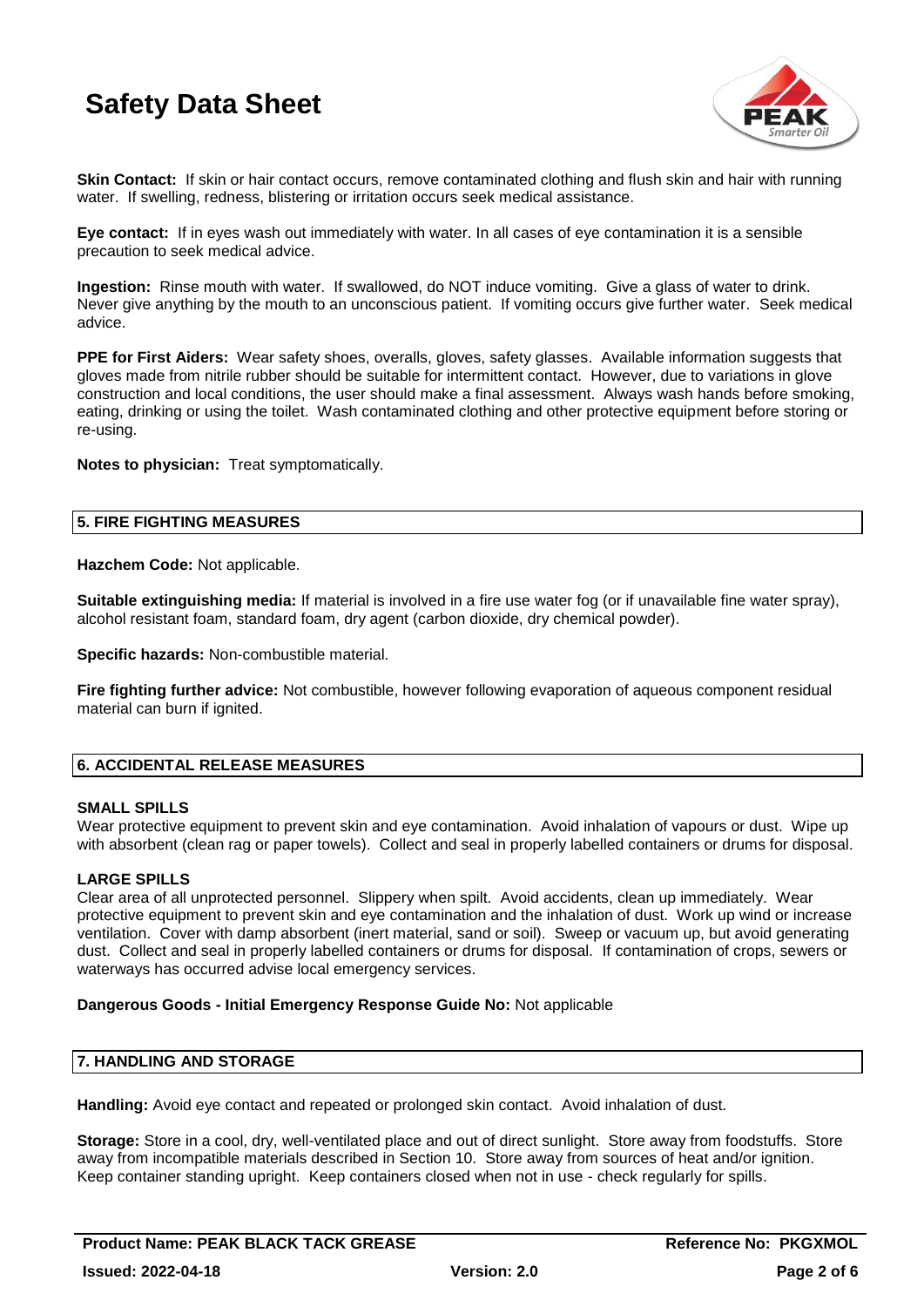**Skin Contact:** If skin or hair contact occurs, remove contaminated clothing and flush skin and hair with running water. If swelling, redness, blistering or irritation occurs seek medical assistance.

**Eye contact:** If in eyes wash out immediately with water. In all cases of eye contamination it is a sensible precaution to seek medical advice.

**Ingestion:** Rinse mouth with water. If swallowed, do NOT induce vomiting. Give a glass of water to drink. Never give anything by the mouth to an unconscious patient. If vomiting occurs give further water. Seek medical advice.

**PPE for First Aiders:** Wear safety shoes, overalls, gloves, safety glasses. Available information suggests that gloves made from nitrile rubber should be suitable for intermittent contact. However, due to variations in glove construction and local conditions, the user should make a final assessment. Always wash hands before smoking, eating, drinking or using the toilet. Wash contaminated clothing and other protective equipment before storing or re-using.

**Notes to physician:** Treat symptomatically.

## 5. FIRE FIGHTING MEASURES

**Hazchem Code:** Not applicable.

**Suitable extinguishing media:** If material is involved in a fire use water fog (or if unavailable fine water spray), alcohol resistant foam, standard foam, dry agent (carbon dioxide, dry chemical powder).

**Specific hazards:** Non-combustible material.

**Fire fighting further advice:** Not combustible, however following evaporation of aqueous component residual material can burn if ignited.

## 6. ACCIDENTAL RELEASE MEASURES

### SMALL SPILLS

Wear protective equipment to prevent skin and eye contamination. Avoid inhalation of vapours or dust. Wipe up with absorbent (clean rag or paper towels). Collect and seal in properly labelled containers or drums for disposal.

### LARGE SPILLS

Clear area of all unprotected personnel. Slippery when spilt. Avoid accidents, clean up immediately. Wear protective equipment to prevent skin and eye contamination and the inhalation of dust. Work up wind or increase ventilation. Cover with damp absorbent (inert material, sand or soil). Sweep or vacuum up, but avoid generating dust. Collect and seal in properly labelled containers or drums for disposal. If contamination of crops, sewers or waterways has occurred advise local emergency services.

**Dangerous Goods - Initial Emergency Response Guide No:** Not applicable

## 7. HANDLING AND STORAGE

**Handling:** Avoid eye contact and repeated or prolonged skin contact. Avoid inhalation of dust.

**Storage:** Store in a cool, dry, well-ventilated place and out of direct sunlight. Store away from foodstuffs. Store away from incompatible materials described in Section 10. Store away from sources of heat and/or ignition. Keep container standing upright. Keep containers closed when not in use - check regularly for spills.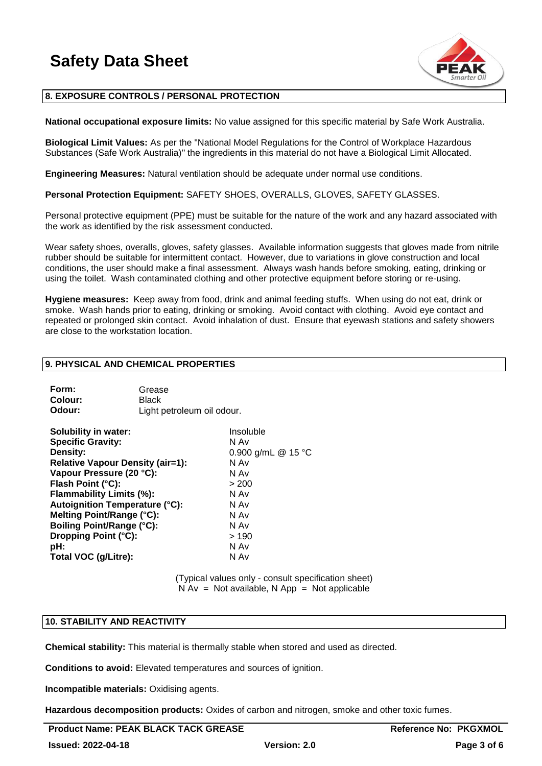## 8. EXPOSURE CONTROLS / PERSONAL PROTECTION

**National occupational exposure limits:** No value assigned for this specific material by Safe Work Australia.

**Biological Limit Values:** As per the "National Model Regulations for the Control of Workplace Hazardous Substances (Safe Work Australia)" the ingredients in this material do not have a Biological Limit Allocated.

**Engineering Measures:** Natural ventilation should be adequate under normal use conditions.

**Personal Protection Equipment:** SAFETY SHOES, OVERALLS, GLOVES, SAFETY GLASSES.

Personal protective equipment (PPE) must be suitable for the nature of the work and any hazard associated with the work as identified by the risk assessment conducted.

Wear safety shoes, overalls, gloves, safety glasses. Available information suggests that gloves made from nitrile rubber should be suitable for intermittent contact. However, due to variations in glove construction and local conditions, the user should make a final assessment. Always wash hands before smoking, eating, drinking or using the toilet. Wash contaminated clothing and other protective equipment before storing or re-using.

**Hygiene measures:** Keep away from food, drink and animal feeding stuffs. When using do not eat, drink or smoke. Wash hands prior to eating, drinking or smoking. Avoid contact with clothing. Avoid eye contact and repeated or prolonged skin contact. Avoid inhalation of dust. Ensure that eyewash stations and safety showers are close to the workstation location.

## 9. PHYSICAL AND CHEMICAL PROPERTIES

| | |
|---|---|
| **Form:** | Grease |
| **Colour:** | Black |
| **Odour:** | Light petroleum oil odour. |

| | |
|---|---|
| **Solubility in water:** | Insoluble |
| **Specific Gravity:** | N Av |
| **Density:** | 0.900 g/mL @ 15 °C |
| **Relative Vapour Density (air=1):** | N Av |
| **Vapour Pressure (20 °C):** | N Av |
| **Flash Point (°C):** | > 200 |
| **Flammability Limits (%):** | N Av |
| **Autoignition Temperature (°C):** | N Av |
| **Melting Point/Range (°C):** | N Av |
| **Boiling Point/Range (°C):** | N Av |
| **Dropping Point (°C):** | > 190 |
| **pH:** | N Av |
| **Total VOC (g/Litre):** | N Av |

(Typical values only - consult specification sheet)
N Av = Not available, N App = Not applicable

## 10. STABILITY AND REACTIVITY

**Chemical stability:** This material is thermally stable when stored and used as directed.

**Conditions to avoid:** Elevated temperatures and sources of ignition.

**Incompatible materials:** Oxidising agents.

**Hazardous decomposition products:** Oxides of carbon and nitrogen, smoke and other toxic fumes.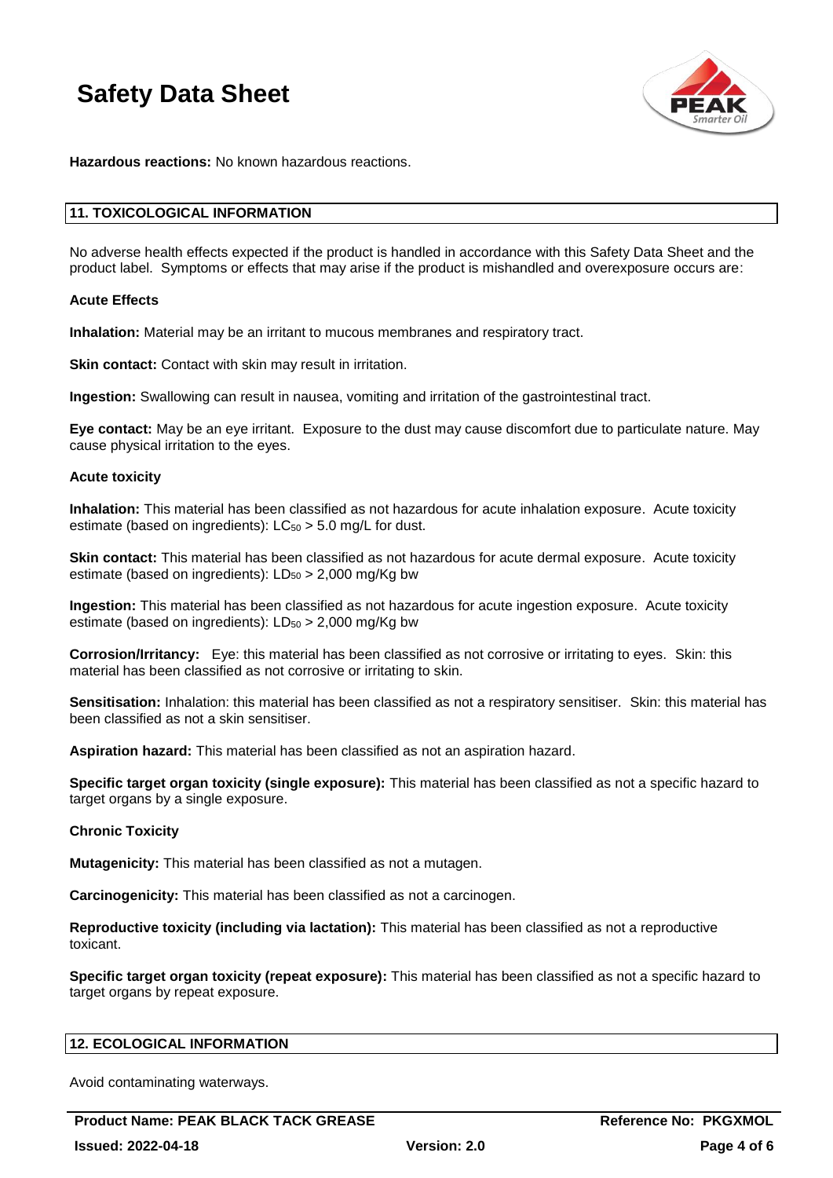**Hazardous reactions:** No known hazardous reactions.

## 11. TOXICOLOGICAL INFORMATION

No adverse health effects expected if the product is handled in accordance with this Safety Data Sheet and the product label. Symptoms or effects that may arise if the product is mishandled and overexposure occurs are:

### Acute Effects

**Inhalation:** Material may be an irritant to mucous membranes and respiratory tract.

**Skin contact:** Contact with skin may result in irritation.

**Ingestion:** Swallowing can result in nausea, vomiting and irritation of the gastrointestinal tract.

**Eye contact:** May be an eye irritant. Exposure to the dust may cause discomfort due to particulate nature. May cause physical irritation to the eyes.

### Acute toxicity

**Inhalation:** This material has been classified as not hazardous for acute inhalation exposure. Acute toxicity estimate (based on ingredients): $LC_{50}$ > 5.0 mg/L for dust.

**Skin contact:** This material has been classified as not hazardous for acute dermal exposure. Acute toxicity estimate (based on ingredients): $LD_{50}$ > 2,000 mg/Kg bw

**Ingestion:** This material has been classified as not hazardous for acute ingestion exposure. Acute toxicity estimate (based on ingredients): $LD_{50}$ > 2,000 mg/Kg bw

**Corrosion/Irritancy:** Eye: this material has been classified as not corrosive or irritating to eyes. Skin: this material has been classified as not corrosive or irritating to skin.

**Sensitisation:** Inhalation: this material has been classified as not a respiratory sensitiser. Skin: this material has been classified as not a skin sensitiser.

**Aspiration hazard:** This material has been classified as not an aspiration hazard.

**Specific target organ toxicity (single exposure):** This material has been classified as not a specific hazard to target organs by a single exposure.

### Chronic Toxicity

**Mutagenicity:** This material has been classified as not a mutagen.

**Carcinogenicity:** This material has been classified as not a carcinogen.

**Reproductive toxicity (including via lactation):** This material has been classified as not a reproductive toxicant.

**Specific target organ toxicity (repeat exposure):** This material has been classified as not a specific hazard to target organs by repeat exposure.

## 12. ECOLOGICAL INFORMATION

Avoid contaminating waterways.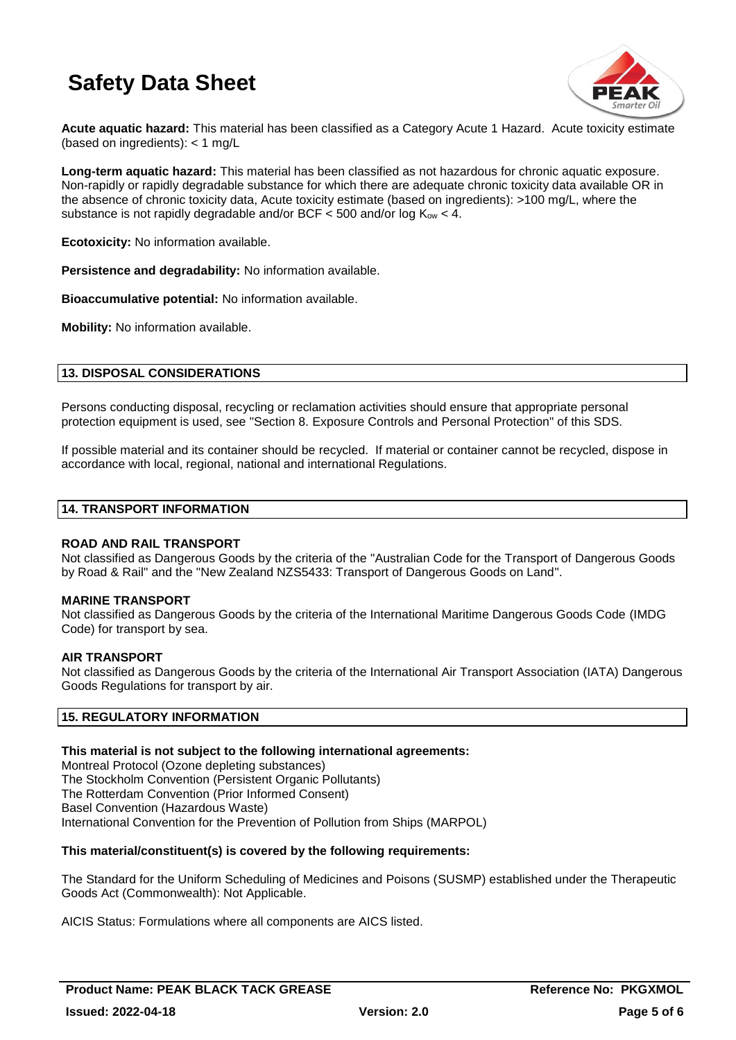**Acute aquatic hazard:** This material has been classified as a Category Acute 1 Hazard. Acute toxicity estimate (based on ingredients): < 1 mg/L

**Long-term aquatic hazard:** This material has been classified as not hazardous for chronic aquatic exposure. Non-rapidly or rapidly degradable substance for which there are adequate chronic toxicity data available OR in the absence of chronic toxicity data, Acute toxicity estimate (based on ingredients): >100 mg/L, where the substance is not rapidly degradable and/or BCF < 500 and/or log $K_{ow}$ < 4.

**Ecotoxicity:** No information available.

**Persistence and degradability:** No information available.

**Bioaccumulative potential:** No information available.

**Mobility:** No information available.

## 13. DISPOSAL CONSIDERATIONS

Persons conducting disposal, recycling or reclamation activities should ensure that appropriate personal protection equipment is used, see "Section 8. Exposure Controls and Personal Protection" of this SDS.

If possible material and its container should be recycled. If material or container cannot be recycled, dispose in accordance with local, regional, national and international Regulations.

## 14. TRANSPORT INFORMATION

**ROAD AND RAIL TRANSPORT**
Not classified as Dangerous Goods by the criteria of the "Australian Code for the Transport of Dangerous Goods by Road & Rail" and the "New Zealand NZS5433: Transport of Dangerous Goods on Land".

**MARINE TRANSPORT**
Not classified as Dangerous Goods by the criteria of the International Maritime Dangerous Goods Code (IMDG Code) for transport by sea.

**AIR TRANSPORT**
Not classified as Dangerous Goods by the criteria of the International Air Transport Association (IATA) Dangerous Goods Regulations for transport by air.

## 15. REGULATORY INFORMATION

**This material is not subject to the following international agreements:**
Montreal Protocol (Ozone depleting substances)
The Stockholm Convention (Persistent Organic Pollutants)
The Rotterdam Convention (Prior Informed Consent)
Basel Convention (Hazardous Waste)
International Convention for the Prevention of Pollution from Ships (MARPOL)

**This material/constituent(s) is covered by the following requirements:**

The Standard for the Uniform Scheduling of Medicines and Poisons (SUSMP) established under the Therapeutic Goods Act (Commonwealth): Not Applicable.

AICIS Status: Formulations where all components are AICS listed.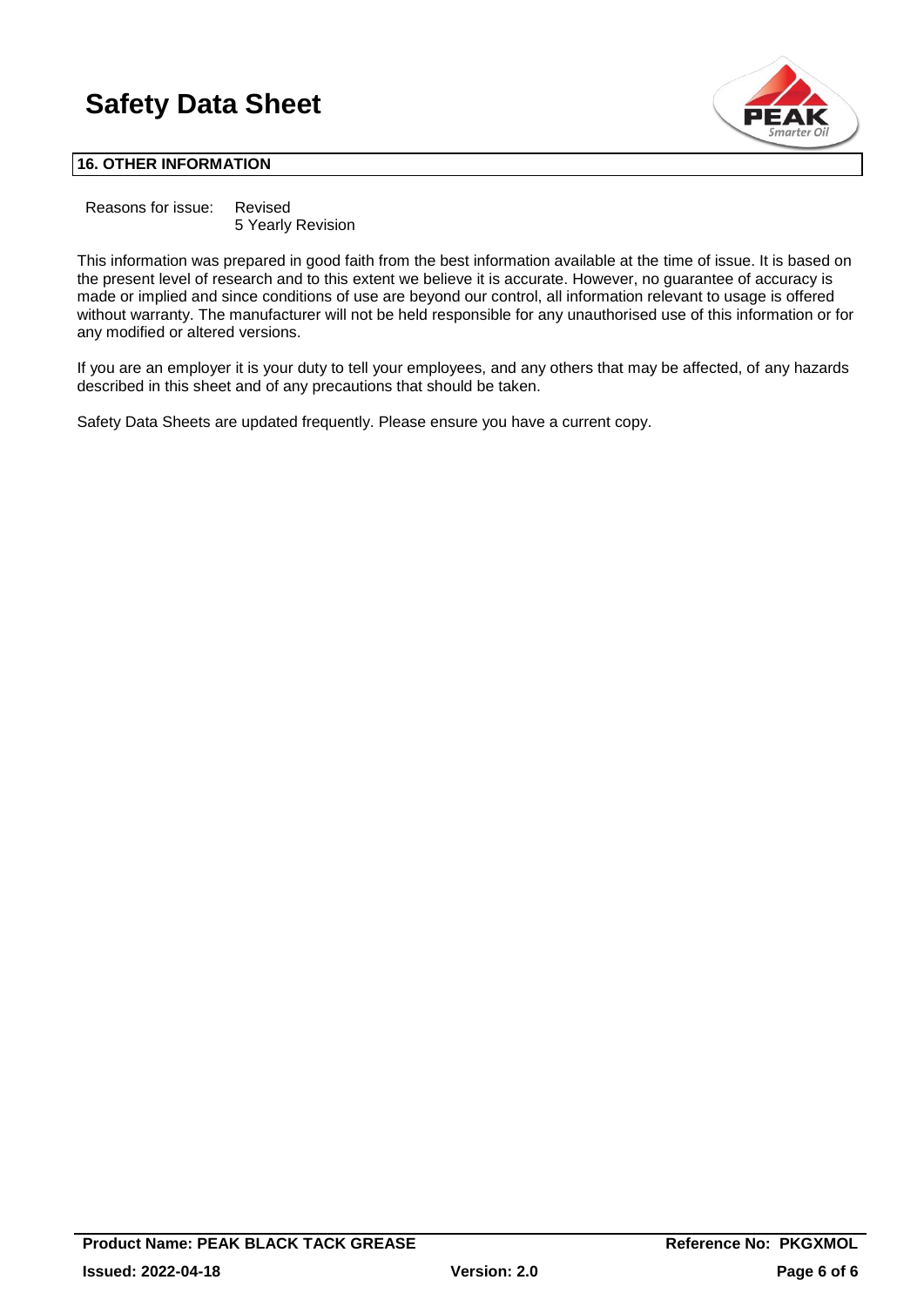## 16. OTHER INFORMATION

Reasons for issue: Revised
5 Yearly Revision

This information was prepared in good faith from the best information available at the time of issue. It is based on the present level of research and to this extent we believe it is accurate. However, no guarantee of accuracy is made or implied and since conditions of use are beyond our control, all information relevant to usage is offered without warranty. The manufacturer will not be held responsible for any unauthorised use of this information or for any modified or altered versions.

If you are an employer it is your duty to tell your employees, and any others that may be affected, of any hazards described in this sheet and of any precautions that should be taken.

Safety Data Sheets are updated frequently. Please ensure you have a current copy.